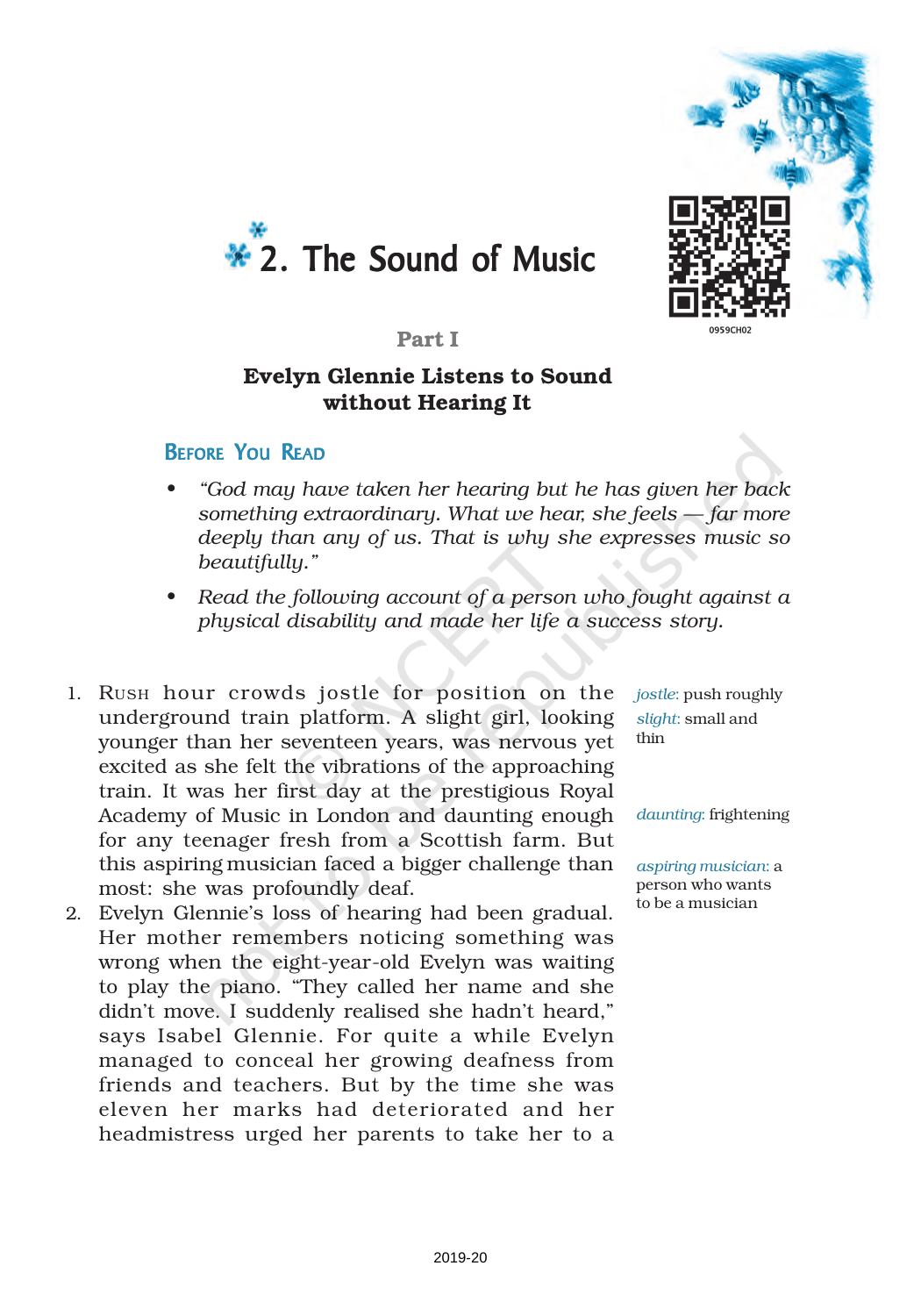# 2. The Sound of Music

## Part I

### Evelyn Glennie Listens to Sound without Hearing It

**BEFORE YOU READ**

- *"God may have taken her hearing but he has given her back something extraordinary. What we hear, she feels — far more deeply than any of us. That is why she expresses music so beautifully."*
- *Read the following account of a person who fought against a physical disability and made her life a success story.*

1. RUSH hour crowds jostle for position on the underground train platform. A slight girl, looking younger than her seventeen years, was nervous yet excited as she felt the vibrations of the approaching train. It was her first day at the prestigious Royal Academy of Music in London and daunting enough for any teenager fresh from a Scottish farm. But this aspiring musician faced a bigger challenge than most: she was profoundly deaf.

2. Evelyn Glennie's loss of hearing had been gradual. Her mother remembers noticing something was wrong when the eight-year-old Evelyn was waiting to play the piano. "They called her name and she didn't move. I suddenly realised she hadn't heard," says Isabel Glennie. For quite a while Evelyn managed to conceal her growing deafness from friends and teachers. But by the time she was eleven her marks had deteriorated and her headmistress urged her parents to take her to a

*jostle*: push roughly

*slight*: small and thin

*daunting*: frightening

*aspiring musician*: a person who wants to be a musician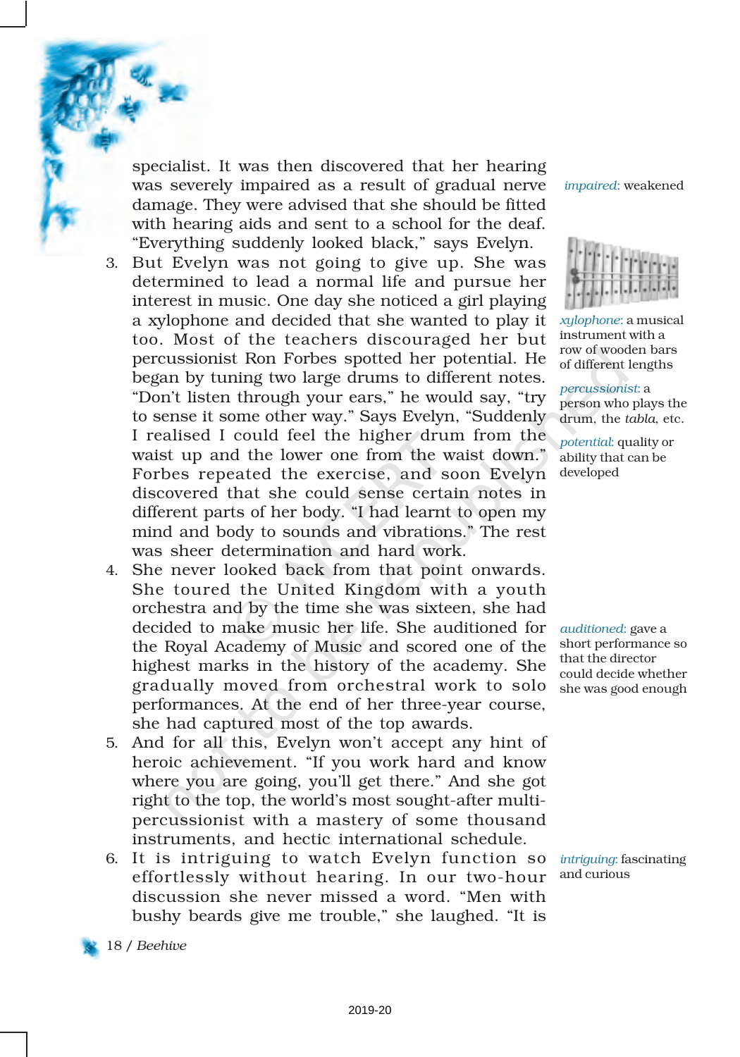specialist. It was then discovered that her hearing was severely impaired as a result of gradual nerve damage. They were advised that she should be fitted with hearing aids and sent to a school for the deaf. "Everything suddenly looked black," says Evelyn.

*impaired*: weakened

3. But Evelyn was not going to give up. She was determined to lead a normal life and pursue her interest in music. One day she noticed a girl playing a xylophone and decided that she wanted to play it too. Most of the teachers discouraged her but percussionist Ron Forbes spotted her potential. He began by tuning two large drums to different notes. "Don't listen through your ears," he would say, "try to sense it some other way." Says Evelyn, "Suddenly I realised I could feel the higher drum from the waist up and the lower one from the waist down." Forbes repeated the exercise, and soon Evelyn discovered that she could sense certain notes in different parts of her body. "I had learnt to open my mind and body to sounds and vibrations." The rest was sheer determination and hard work.

*xylophone*: a musical instrument with a row of wooden bars of different lengths

*percussionist*: a person who plays the drum, the *tabla*, etc.

*potential*: quality or ability that can be developed

4. She never looked back from that point onwards. She toured the United Kingdom with a youth orchestra and by the time she was sixteen, she had decided to make music her life. She auditioned for the Royal Academy of Music and scored one of the highest marks in the history of the academy. She gradually moved from orchestral work to solo performances. At the end of her three-year course, she had captured most of the top awards.

*auditioned*: gave a short performance so that the director could decide whether she was good enough

5. And for all this, Evelyn won't accept any hint of heroic achievement. "If you work hard and know where you are going, you'll get there." And she got right to the top, the world's most sought-after multi-percussionist with a mastery of some thousand instruments, and hectic international schedule.

6. It is intriguing to watch Evelyn function so effortlessly without hearing. In our two-hour discussion she never missed a word. "Men with bushy beards give me trouble," she laughed. "It is

*intriguing*: fascinating and curious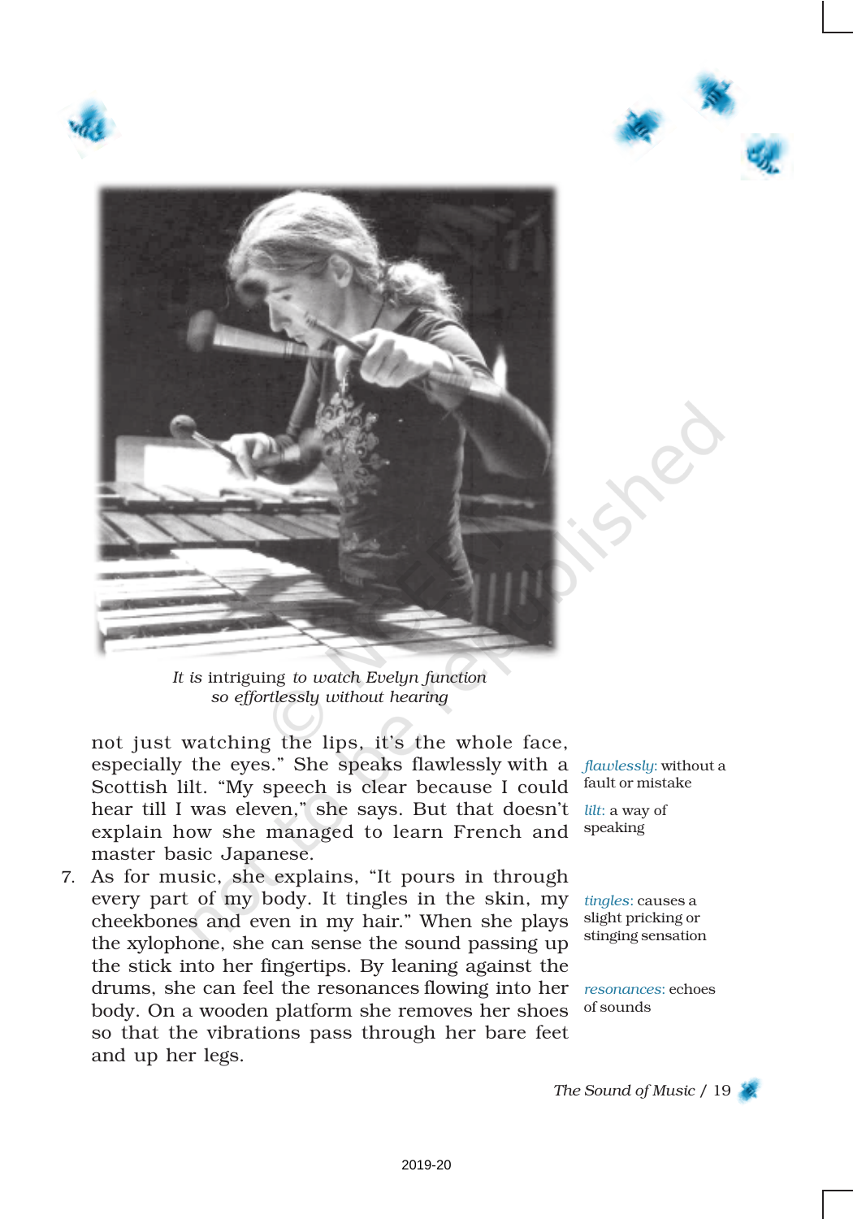*It is* intriguing *to watch Evelyn function so effortlessly* without *hearing*

not just watching the lips, it's the whole face, especially the eyes." She speaks flawlessly with a Scottish lilt. "My speech is clear because I could hear till I was eleven," she says. But that doesn't explain how she managed to learn French and master basic Japanese.

7. As for music, she explains, "It pours in through every part of my body. It tingles in the skin, my cheekbones and even in my hair." When she plays the xylophone, she can sense the sound passing up the stick into her fingertips. By leaning against the drums, she can feel the resonances flowing into her body. On a wooden platform she removes her shoes so that the vibrations pass through her bare feet and up her legs.

*flawlessly*: without a fault or mistake

*lilt*: a way of speaking

*tingles*: causes a slight pricking or stinging sensation

*resonances*: echoes of sounds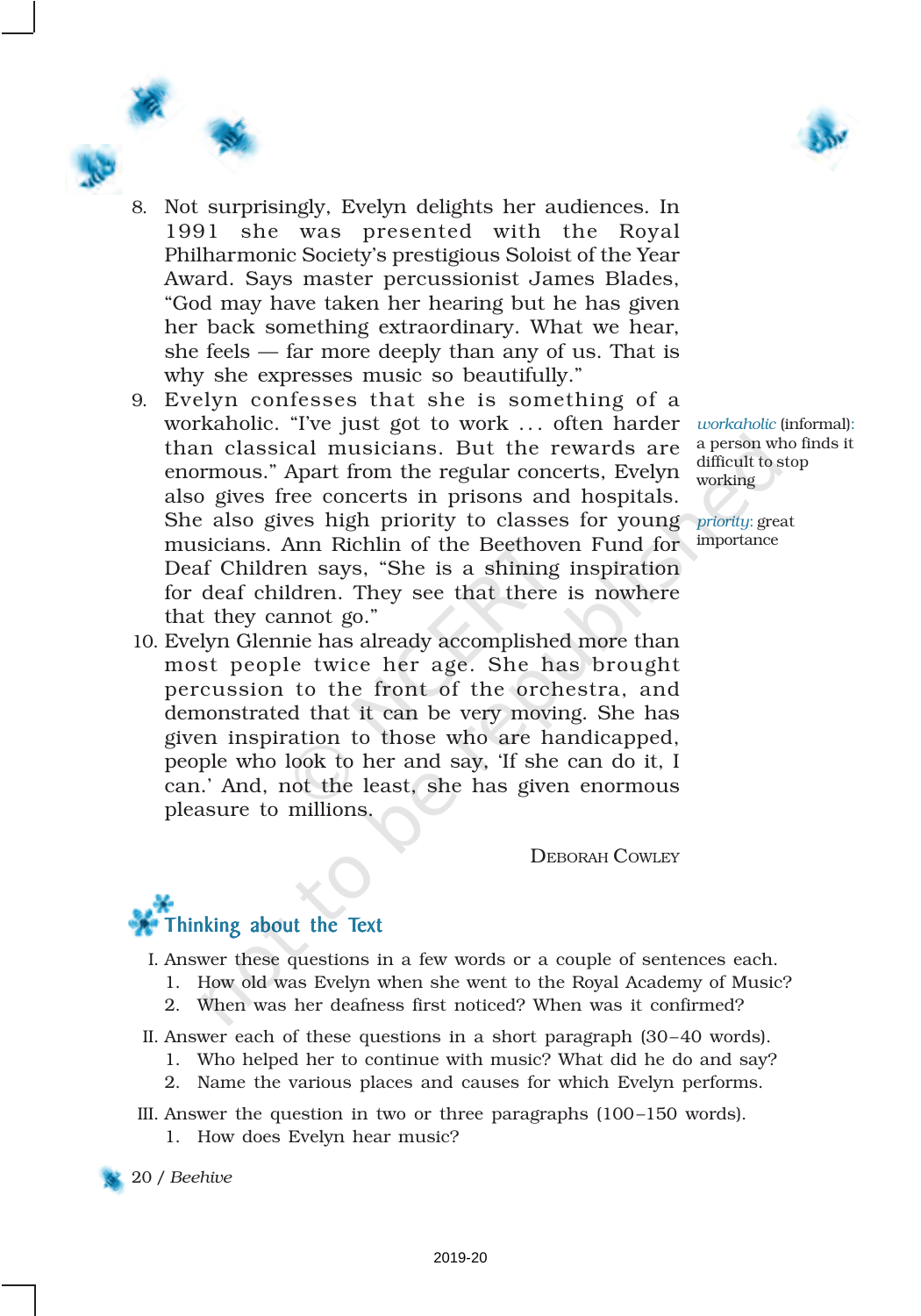8. Not surprisingly, Evelyn delights her audiences. In 1991 she was presented with the Royal Philharmonic Society's prestigious Soloist of the Year Award. Says master percussionist James Blades, "God may have taken her hearing but he has given her back something extraordinary. What we hear, she feels — far more deeply than any of us. That is why she expresses music so beautifully."

9. Evelyn confesses that she is something of a workaholic. "I've just got to work ... often harder than classical musicians. But the rewards are enormous." Apart from the regular concerts, Evelyn also gives free concerts in prisons and hospitals. She also gives high priority to classes for young musicians. Ann Richlin of the Beethoven Fund for Deaf Children says, "She is a shining inspiration for deaf children. They see that there is nowhere that they cannot go."

*workaholic* (informal): a person who finds it difficult to stop working

*priority*: great importance

10. Evelyn Glennie has already accomplished more than most people twice her age. She has brought percussion to the front of the orchestra, and demonstrated that it can be very moving. She has given inspiration to those who are handicapped, people who look to her and say, 'If she can do it, I can.' And, not the least, she has given enormous pleasure to millions.

DEBORAH COWLEY

## Thinking about the Text

I. Answer these questions in a few words or a couple of sentences each.
   1. How old was Evelyn when she went to the Royal Academy of Music?
   2. When was her deafness first noticed? When was it confirmed?

II. Answer each of these questions in a short paragraph (30–40 words).
   1. Who helped her to continue with music? What did he do and say?
   2. Name the various places and causes for which Evelyn performs.

III. Answer the question in two or three paragraphs (100–150 words).
   1. How does Evelyn hear music?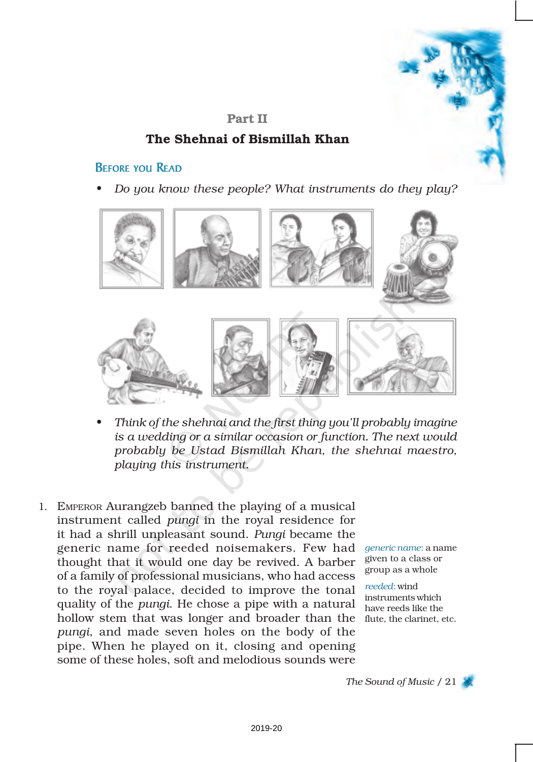## Part II

## The Shehnai of Bismillah Khan

### Before you Read

- *Do you know these people? What instruments do they play?*

- *Think of the shehnai and the first thing you'll probably imagine is a wedding or a similar occasion or function. The next would probably be Ustad Bismillah Khan, the shehnai maestro, playing this instrument.*

1. Emperor Aurangzeb banned the playing of a musical instrument called *pungi* in the royal residence for it had a shrill unpleasant sound. *Pungi* became the generic name for reeded noisemakers. Few had thought that it would one day be revived. A barber of a family of professional musicians, who had access to the royal palace, decided to improve the tonal quality of the *pungi*. He chose a pipe with a natural hollow stem that was longer and broader than the *pungi*, and made seven holes on the body of the pipe. When he played on it, closing and opening some of these holes, soft and melodious sounds were

*generic name:* a name given to a class or group as a whole

*reeded:* wind instruments which have reeds like the flute, the clarinet, etc.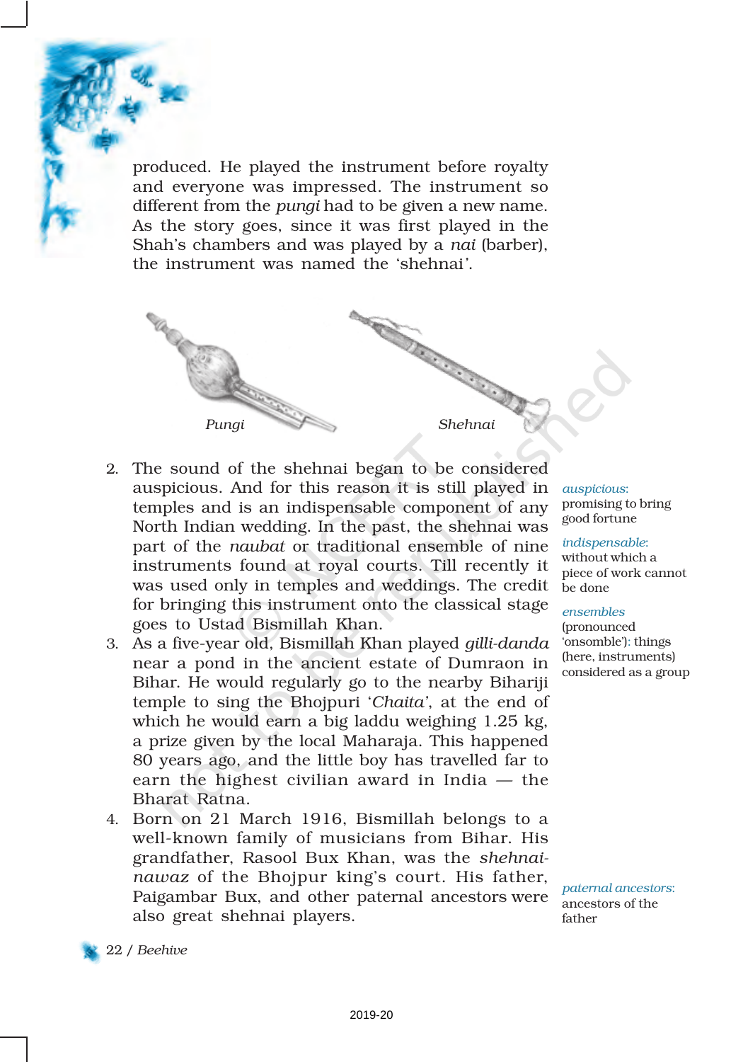produced. He played the instrument before royalty and everyone was impressed. The instrument so different from the *pungi* had to be given a new name. As the story goes, since it was first played in the Shah's chambers and was played by a *nai* (barber), the instrument was named the 'shehnai'.

*Pungi* *Shehnai*

2. The sound of the shehnai began to be considered auspicious. And for this reason it is still played in temples and is an indispensable component of any North Indian wedding. In the past, the shehnai was part of the *naubat* or traditional ensemble of nine instruments found at royal courts. Till recently it was used only in temples and weddings. The credit for bringing this instrument onto the classical stage goes to Ustad Bismillah Khan.

3. As a five-year old, Bismillah Khan played *gilli-danda* near a pond in the ancient estate of Dumraon in Bihar. He would regularly go to the nearby Bihariji temple to sing the Bhojpuri '*Chaita*', at the end of which he would earn a big laddu weighing 1.25 kg, a prize given by the local Maharaja. This happened 80 years ago, and the little boy has travelled far to earn the highest civilian award in India — the Bharat Ratna.

4. Born on 21 March 1916, Bismillah belongs to a well-known family of musicians from Bihar. His grandfather, Rasool Bux Khan, was the *shehnai-nawaz* of the Bhojpur king's court. His father, Paigambar Bux, and other paternal ancestors were also great shehnai players.

*auspicious*: promising to bring good fortune

*indispensable*: without which a piece of work cannot be done

*ensembles* (pronounced 'onsomble'): things (here, instruments) considered as a group

*paternal ancestors*: ancestors of the father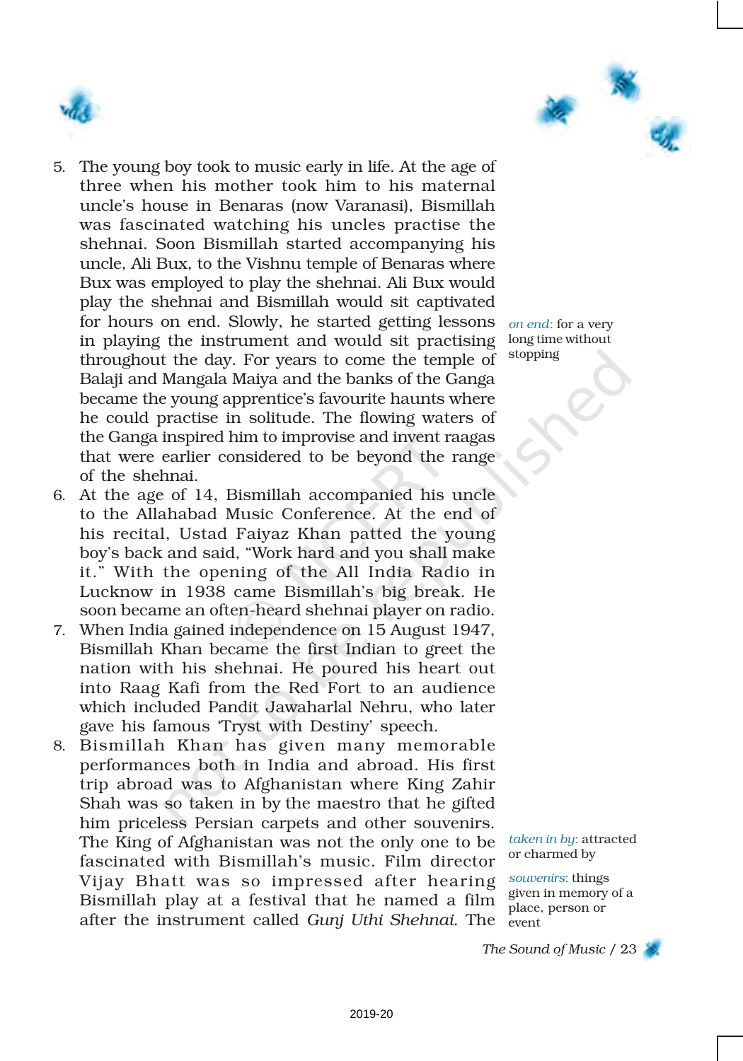5. The young boy took to music early in life. At the age of three when his mother took him to his maternal uncle's house in Benaras (now Varanasi), Bismillah was fascinated watching his uncles practise the shehnai. Soon Bismillah started accompanying his uncle, Ali Bux, to the Vishnu temple of Benaras where Bux was employed to play the shehnai. Ali Bux would play the shehnai and Bismillah would sit captivated for hours on end. Slowly, he started getting lessons in playing the instrument and would sit practising throughout the day. For years to come the temple of Balaji and Mangala Maiya and the banks of the Ganga became the young apprentice's favourite haunts where he could practise in solitude. The flowing waters of the Ganga inspired him to improvise and invent raagas that were earlier considered to be beyond the range of the shehnai.

*on end*: for a very long time without stopping

6. At the age of 14, Bismillah accompanied his uncle to the Allahabad Music Conference. At the end of his recital, Ustad Faiyaz Khan patted the young boy's back and said, "Work hard and you shall make it." With the opening of the All India Radio in Lucknow in 1938 came Bismillah's big break. He soon became an often-heard shehnai player on radio.

7. When India gained independence on 15 August 1947, Bismillah Khan became the first Indian to greet the nation with his shehnai. He poured his heart out into Raag Kafi from the Red Fort to an audience which included Pandit Jawaharlal Nehru, who later gave his famous 'Tryst with Destiny' speech.

8. Bismillah Khan has given many memorable performances both in India and abroad. His first trip abroad was to Afghanistan where King Zahir Shah was so taken in by the maestro that he gifted him priceless Persian carpets and other souvenirs. The King of Afghanistan was not the only one to be fascinated with Bismillah's music. Film director Vijay Bhatt was so impressed after hearing Bismillah play at a festival that he named a film after the instrument called *Gunj Uthi Shehnai*. The

*taken in by*: attracted or charmed by

*souvenirs*: things given in memory of a place, person or event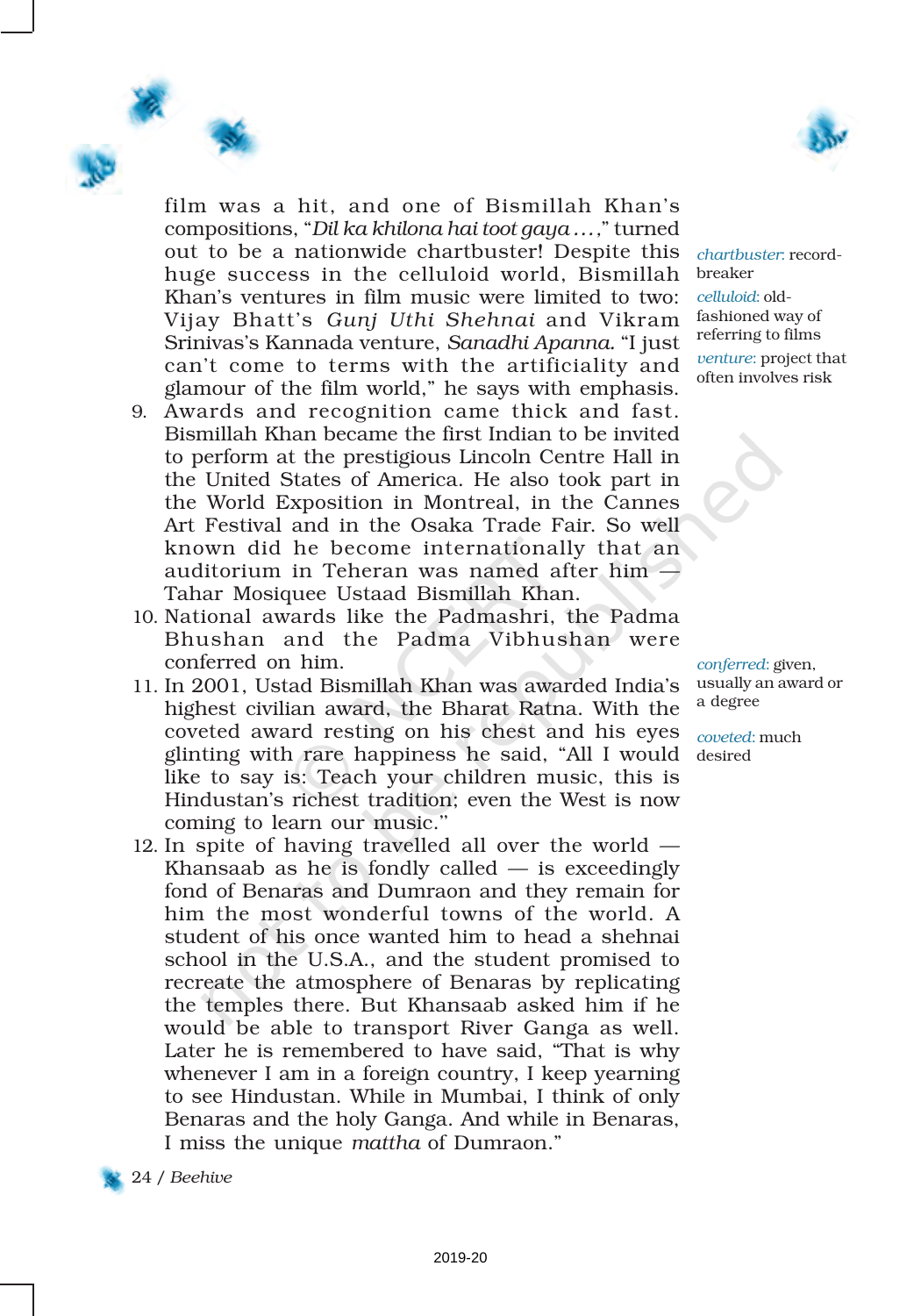film was a hit, and one of Bismillah Khan's compositions, "*Dil ka khilona hai toot gaya ...*," turned out to be a nationwide chartbuster! Despite this huge success in the celluloid world, Bismillah Khan's ventures in film music were limited to two: Vijay Bhatt's *Gunj Uthi Shehnai* and Vikram Srinivas's Kannada venture, *Sanadhi Apanna*. "I just can't come to terms with the artificiality and glamour of the film world," he says with emphasis.

*chartbuster*: record-breaker

*celluloid*: old-fashioned way of referring to films

*venture*: project that often involves risk

9. Awards and recognition came thick and fast. Bismillah Khan became the first Indian to be invited to perform at the prestigious Lincoln Centre Hall in the United States of America. He also took part in the World Exposition in Montreal, in the Cannes Art Festival and in the Osaka Trade Fair. So well known did he become internationally that an auditorium in Teheran was named after him — Tahar Mosiquee Ustaad Bismillah Khan.

10. National awards like the Padmashri, the Padma Bhushan and the Padma Vibhushan were conferred on him.

11. In 2001, Ustad Bismillah Khan was awarded India's highest civilian award, the Bharat Ratna. With the coveted award resting on his chest and his eyes glinting with rare happiness he said, "All I would like to say is: Teach your children music, this is Hindustan's richest tradition; even the West is now coming to learn our music."

*conferred*: given, usually an award or a degree

*coveted*: much desired

12. In spite of having travelled all over the world — Khansaab as he is fondly called — is exceedingly fond of Benaras and Dumraon and they remain for him the most wonderful towns of the world. A student of his once wanted him to head a shehnai school in the U.S.A., and the student promised to recreate the atmosphere of Benaras by replicating the temples there. But Khansaab asked him if he would be able to transport River Ganga as well. Later he is remembered to have said, "That is why whenever I am in a foreign country, I keep yearning to see Hindustan. While in Mumbai, I think of only Benaras and the holy Ganga. And while in Benaras, I miss the unique *mattha* of Dumraon."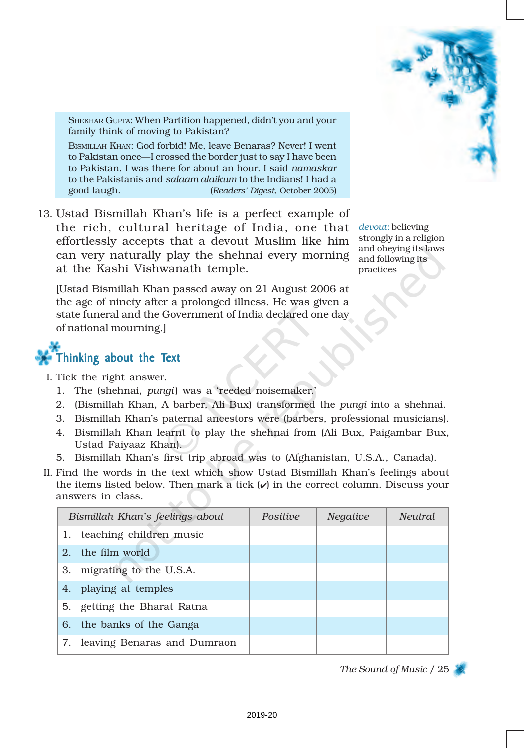SHEKHAR GUPTA: When Partition happened, didn't you and your family think of moving to Pakistan?

BISMILLAH KHAN: God forbid! Me, leave Benaras? Never! I went to Pakistan once—I crossed the border just to say I have been to Pakistan. I was there for about an hour. I said *namaskar* to the Pakistanis and *salaam alaikum* to the Indians! I had a good laugh. (*Readers' Digest*, October 2005)

13. Ustad Bismillah Khan's life is a perfect example of the rich, cultural heritage of India, one that effortlessly accepts that a devout Muslim like him can very naturally play the shehnai every morning at the Kashi Vishwanath temple.

*devout*: believing strongly in a religion and obeying its laws and following its practices

[Ustad Bismillah Khan passed away on 21 August 2006 at the age of ninety after a prolonged illness. He was given a state funeral and the Government of India declared one day of national mourning.]

## Thinking about the Text

I. Tick the right answer.

1. The (shehnai, *pungi*) was a 'reeded noisemaker.'
2. (Bismillah Khan, A barber, Ali Bux) transformed the *pungi* into a shehnai.
3. Bismillah Khan's paternal ancestors were (barbers, professional musicians).
4. Bismillah Khan learnt to play the shehnai from (Ali Bux, Paigambar Bux, Ustad Faiyaaz Khan).
5. Bismillah Khan's first trip abroad was to (Afghanistan, U.S.A., Canada).

II. Find the words in the text which show Ustad Bismillah Khan's feelings about the items listed below. Then mark a tick (✔) in the correct column. Discuss your answers in class.

| *Bismillah Khan's feelings about* | *Positive* | *Negative* | *Neutral* |
|---|---|---|---|
| 1. teaching children music | | | |
| 2. the film world | | | |
| 3. migrating to the U.S.A. | | | |
| 4. playing at temples | | | |
| 5. getting the Bharat Ratna | | | |
| 6. the banks of the Ganga | | | |
| 7. leaving Benaras and Dumraon | | | |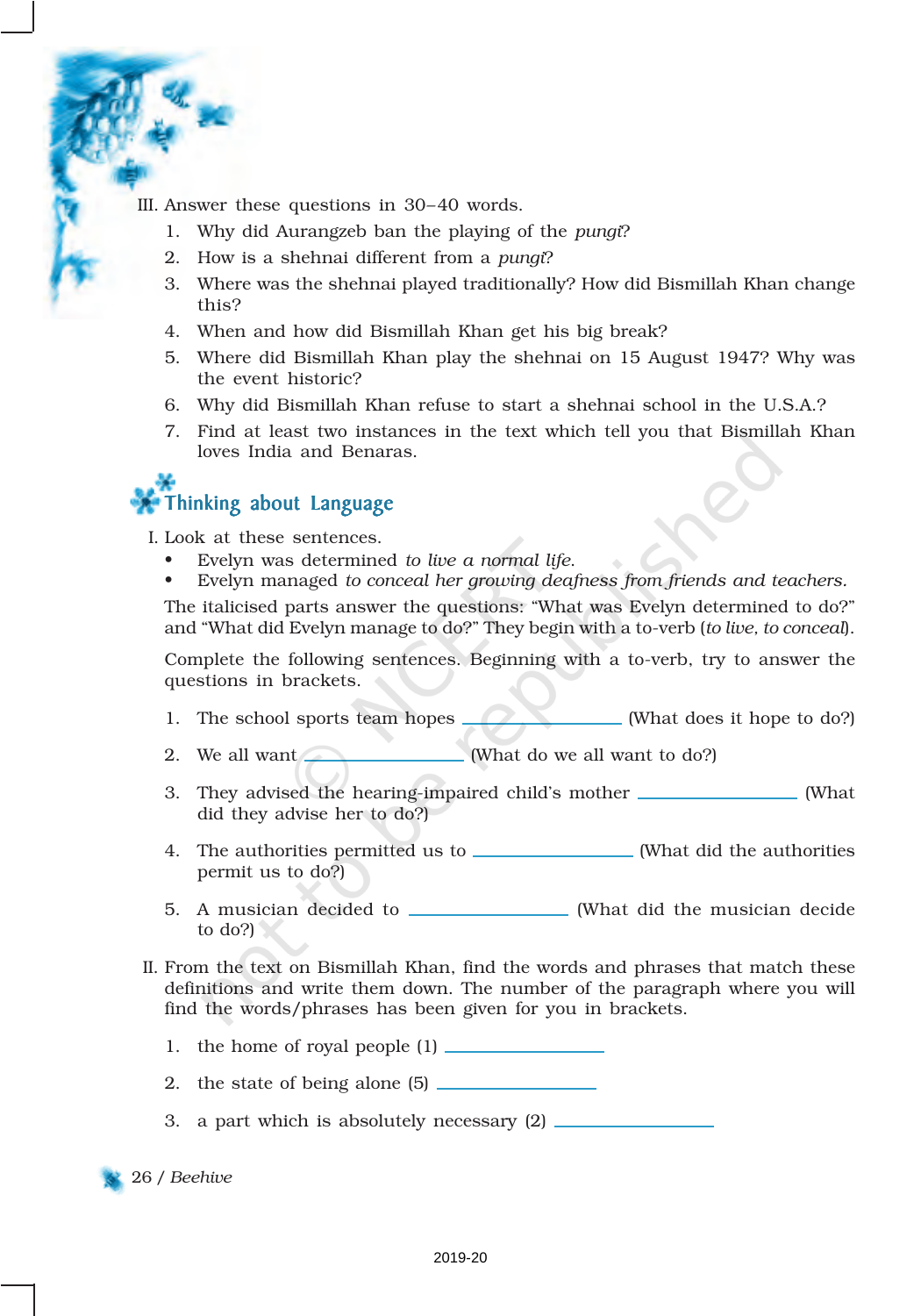III. Answer these questions in 30–40 words.

1. Why did Aurangzeb ban the playing of the *pungi*?
2. How is a shehnai different from a *pungi*?
3. Where was the shehnai played traditionally? How did Bismillah Khan change this?
4. When and how did Bismillah Khan get his big break?
5. Where did Bismillah Khan play the shehnai on 15 August 1947? Why was the event historic?
6. Why did Bismillah Khan refuse to start a shehnai school in the U.S.A.?
7. Find at least two instances in the text which tell you that Bismillah Khan loves India and Benaras.

## Thinking about Language

I. Look at these sentences.

- Evelyn was determined *to live a normal life*.
- Evelyn managed *to conceal her growing deafness from friends and teachers*.

The italicised parts answer the questions: "What was Evelyn determined to do?" and "What did Evelyn manage to do?" They begin with a to-verb (*to live, to conceal*).

Complete the following sentences. Beginning with a to-verb, try to answer the questions in brackets.

1. The school sports team hopes \_\_\_\_\_\_\_\_\_\_\_\_\_\_\_\_ (What does it hope to do?)
2. We all want \_\_\_\_\_\_\_\_\_\_\_\_\_\_\_\_ (What do we all want to do?)
3. They advised the hearing-impaired child's mother \_\_\_\_\_\_\_\_\_\_\_\_\_\_\_\_ (What did they advise her to do?)
4. The authorities permitted us to \_\_\_\_\_\_\_\_\_\_\_\_\_\_\_\_ (What did the authorities permit us to do?)
5. A musician decided to \_\_\_\_\_\_\_\_\_\_\_\_\_\_\_\_ (What did the musician decide to do?)

II. From the text on Bismillah Khan, find the words and phrases that match these definitions and write them down. The number of the paragraph where you will find the words/phrases has been given for you in brackets.

1. the home of royal people (1) \_\_\_\_\_\_\_\_\_\_\_\_\_\_\_\_
2. the state of being alone (5) \_\_\_\_\_\_\_\_\_\_\_\_\_\_\_\_
3. a part which is absolutely necessary (2) \_\_\_\_\_\_\_\_\_\_\_\_\_\_\_\_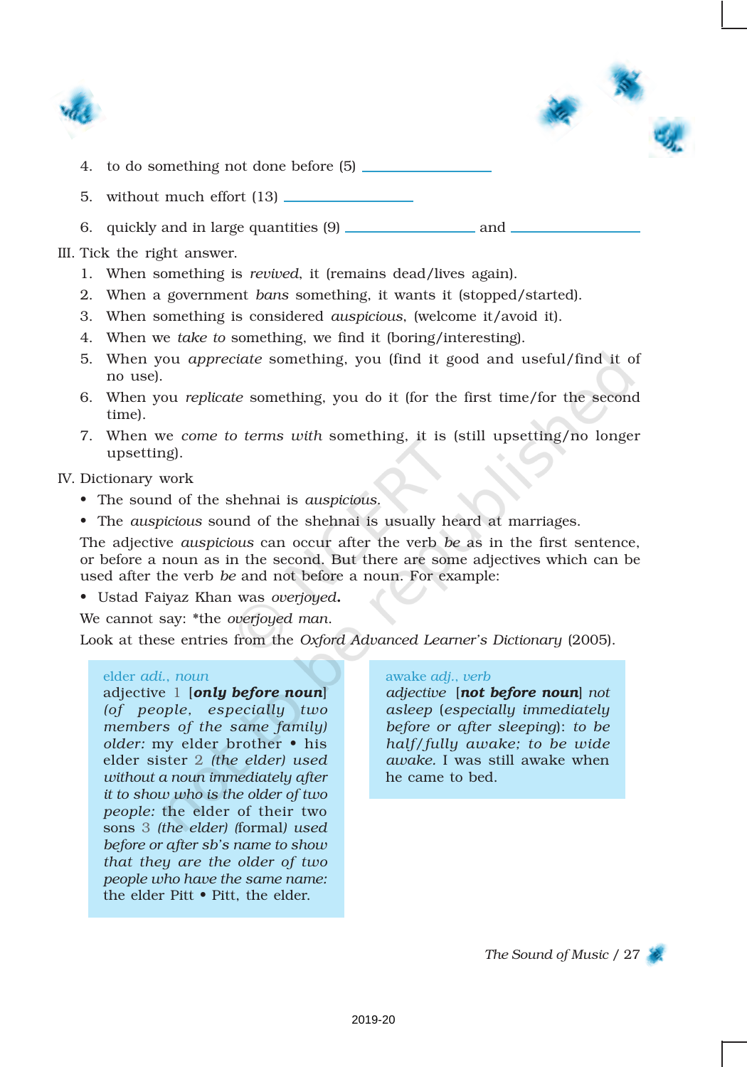4. to do something not done before (5) ________________

5. without much effort (13) ________________

6. quickly and in large quantities (9) ________________ and ________________

III. Tick the right answer.

1. When something is *revived*, it (remains dead/lives again).
2. When a government *bans* something, it wants it (stopped/started).
3. When something is considered *auspicious*, (welcome it/avoid it).
4. When we *take to* something, we find it (boring/interesting).
5. When you *appreciate* something, you (find it good and useful/find it of no use).
6. When you *replicate* something, you do it (for the first time/for the second time).
7. When we *come to terms with* something, it is (still upsetting/no longer upsetting).

IV. Dictionary work

- The sound of the shehnai is *auspicious*.
- The *auspicious* sound of the shehnai is usually heard at marriages.

The adjective *auspicious* can occur after the verb *be* as in the first sentence, or before a noun as in the second. But there are some adjectives which can be used after the verb *be* and not before a noun. For example:

- Ustad Faiyaz Khan was *overjoyed*.

We cannot say: *the *overjoyed* man.

Look at these entries from the *Oxford Advanced Learner's Dictionary* (2005).

elder *adj., noun*
adjective 1 [***only before noun***] *(of people, especially two members of the same family) older:* my elder brother • his elder sister 2 *(the elder) used without a noun immediately after it to show who is the older of two people:* the elder of their two sons 3 *(the elder) (formal) used before or after sb's name to show that they are the older of two people who have the same name:* the elder Pitt • Pitt, the elder.

awake *adj., verb*
*adjective* [***not before noun***] *not asleep (especially immediately before or after sleeping): to be half/fully awake; to be wide awake.* I was still awake when he came to bed.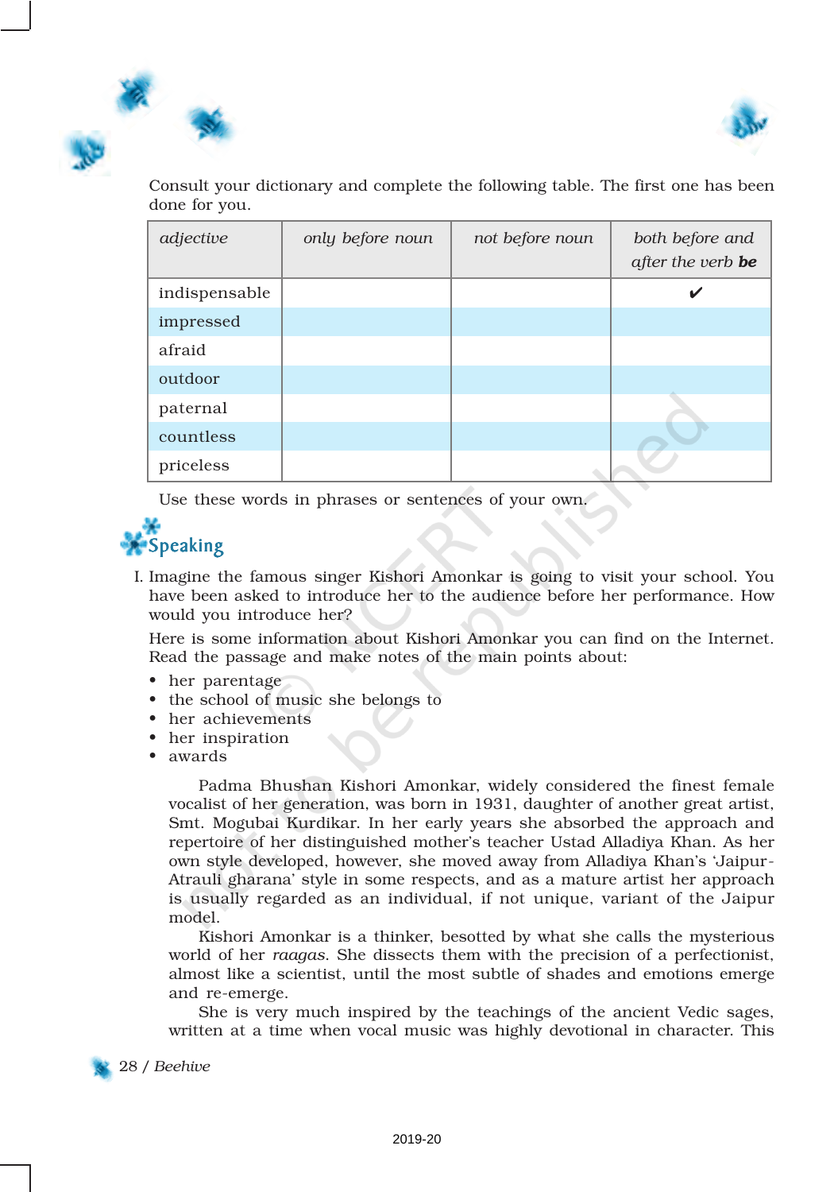Consult your dictionary and complete the following table. The first one has been done for you.

| *adjective* | *only before noun* | *not before noun* | *both before and after the verb* ***be*** |
|---|---|---|---|
| indispensable | | | ✔ |
| impressed | | | |
| afraid | | | |
| outdoor | | | |
| paternal | | | |
| countless | | | |
| priceless | | | |

Use these words in phrases or sentences of your own.

## Speaking

I. Imagine the famous singer Kishori Amonkar is going to visit your school. You have been asked to introduce her to the audience before her performance. How would you introduce her?

Here is some information about Kishori Amonkar you can find on the Internet. Read the passage and make notes of the main points about:

- her parentage
- the school of music she belongs to
- her achievements
- her inspiration
- awards

Padma Bhushan Kishori Amonkar, widely considered the finest female vocalist of her generation, was born in 1931, daughter of another great artist, Smt. Mogubai Kurdikar. In her early years she absorbed the approach and repertoire of her distinguished mother's teacher Ustad Alladiya Khan. As her own style developed, however, she moved away from Alladiya Khan's 'Jaipur-Atrauli gharana' style in some respects, and as a mature artist her approach is usually regarded as an individual, if not unique, variant of the Jaipur model.

Kishori Amonkar is a thinker, besotted by what she calls the mysterious world of her *raagas*. She dissects them with the precision of a perfectionist, almost like a scientist, until the most subtle of shades and emotions emerge and re-emerge.

She is very much inspired by the teachings of the ancient Vedic sages, written at a time when vocal music was highly devotional in character. This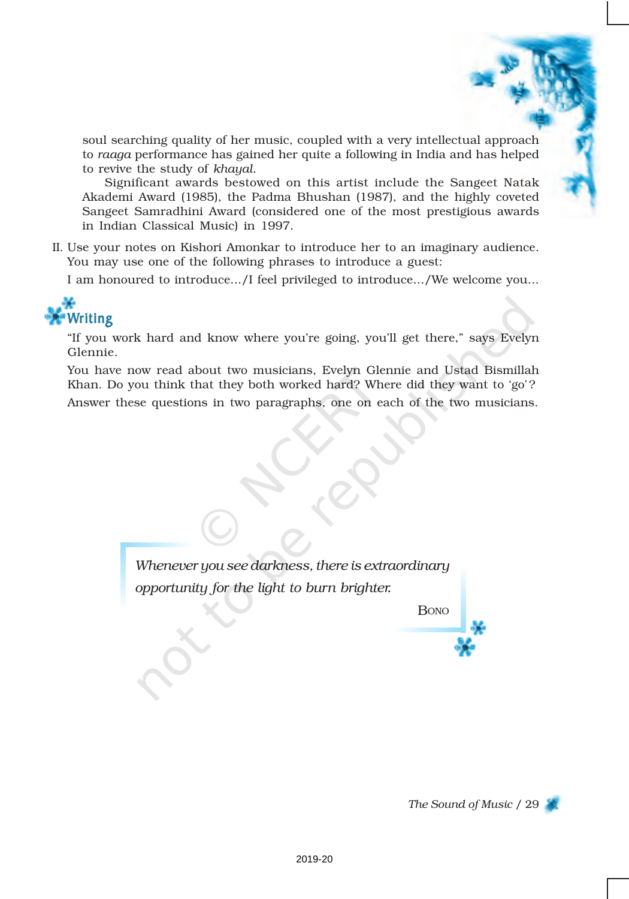soul searching quality of her music, coupled with a very intellectual approach to *raaga* performance has gained her quite a following in India and has helped to revive the study of *khayal*.

Significant awards bestowed on this artist include the Sangeet Natak Akademi Award (1985), the Padma Bhushan (1987), and the highly coveted Sangeet Samradhini Award (considered one of the most prestigious awards in Indian Classical Music) in 1997.

II. Use your notes on Kishori Amonkar to introduce her to an imaginary audience. You may use one of the following phrases to introduce a guest:

I am honoured to introduce.../I feel privileged to introduce.../We welcome you...

## Writing

"If you work hard and know where you're going, you'll get there," says Evelyn Glennie.

You have now read about two musicians, Evelyn Glennie and Ustad Bismillah Khan. Do you think that they both worked hard? Where did they want to 'go'? Answer these questions in two paragraphs, one on each of the two musicians.

> *Whenever you see darkness, there is extraordinary opportunity for the light to burn brighter.*
>
> BONO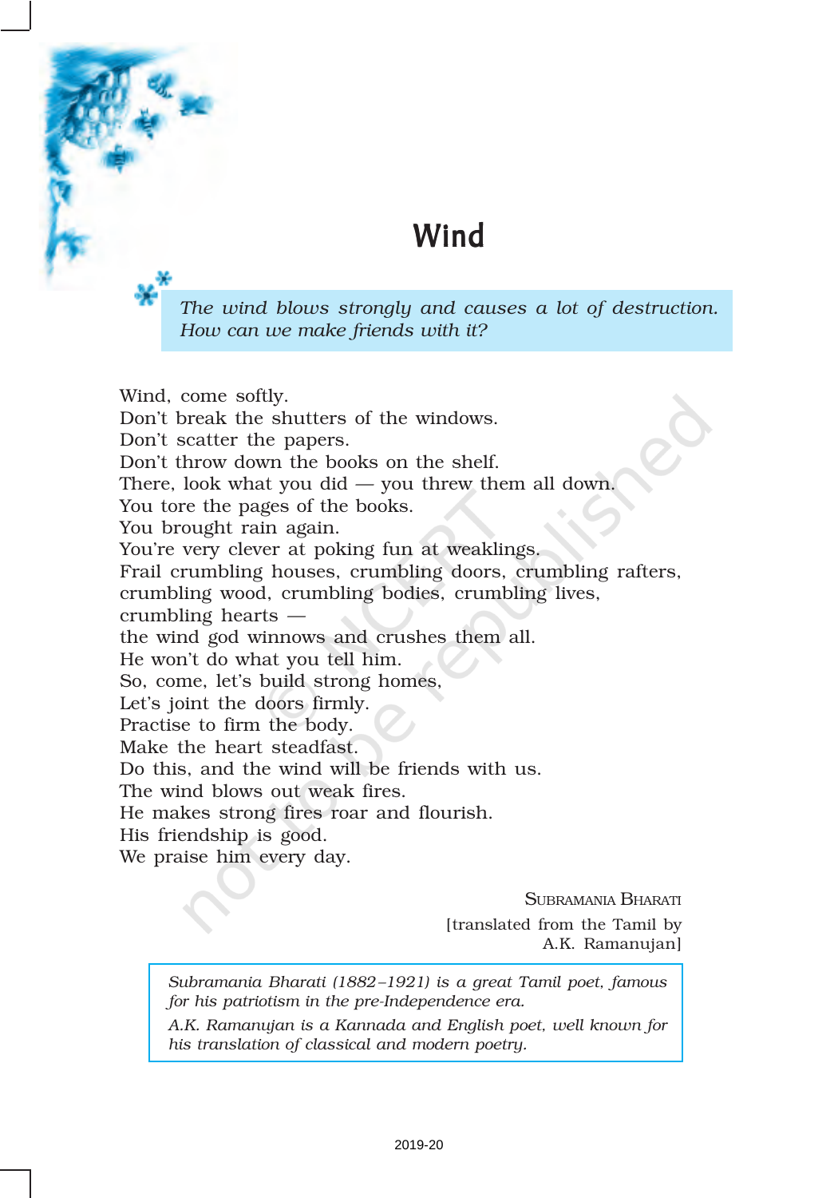# Wind

*The wind blows strongly and causes a lot of destruction. How can we make friends with it?*

Wind, come softly.
Don't break the shutters of the windows.
Don't scatter the papers.
Don't throw down the books on the shelf.
There, look what you did — you threw them all down.
You tore the pages of the books.
You brought rain again.
You're very clever at poking fun at weaklings.
Frail crumbling houses, crumbling doors, crumbling rafters,
crumbling wood, crumbling bodies, crumbling lives,
crumbling hearts —
the wind god winnows and crushes them all.
He won't do what you tell him.
So, come, let's build strong homes,
Let's joint the doors firmly.
Practise to firm the body.
Make the heart steadfast.
Do this, and the wind will be friends with us.
The wind blows out weak fires.
He makes strong fires roar and flourish.
His friendship is good.
We praise him every day.

SUBRAMANIA BHARATI
[translated from the Tamil by
A.K. Ramanujan]

*Subramania Bharati (1882–1921) is a great Tamil poet, famous for his patriotism in the pre-Independence era.*

*A.K. Ramanujan is a Kannada and English poet, well known for his translation of classical and modern poetry.*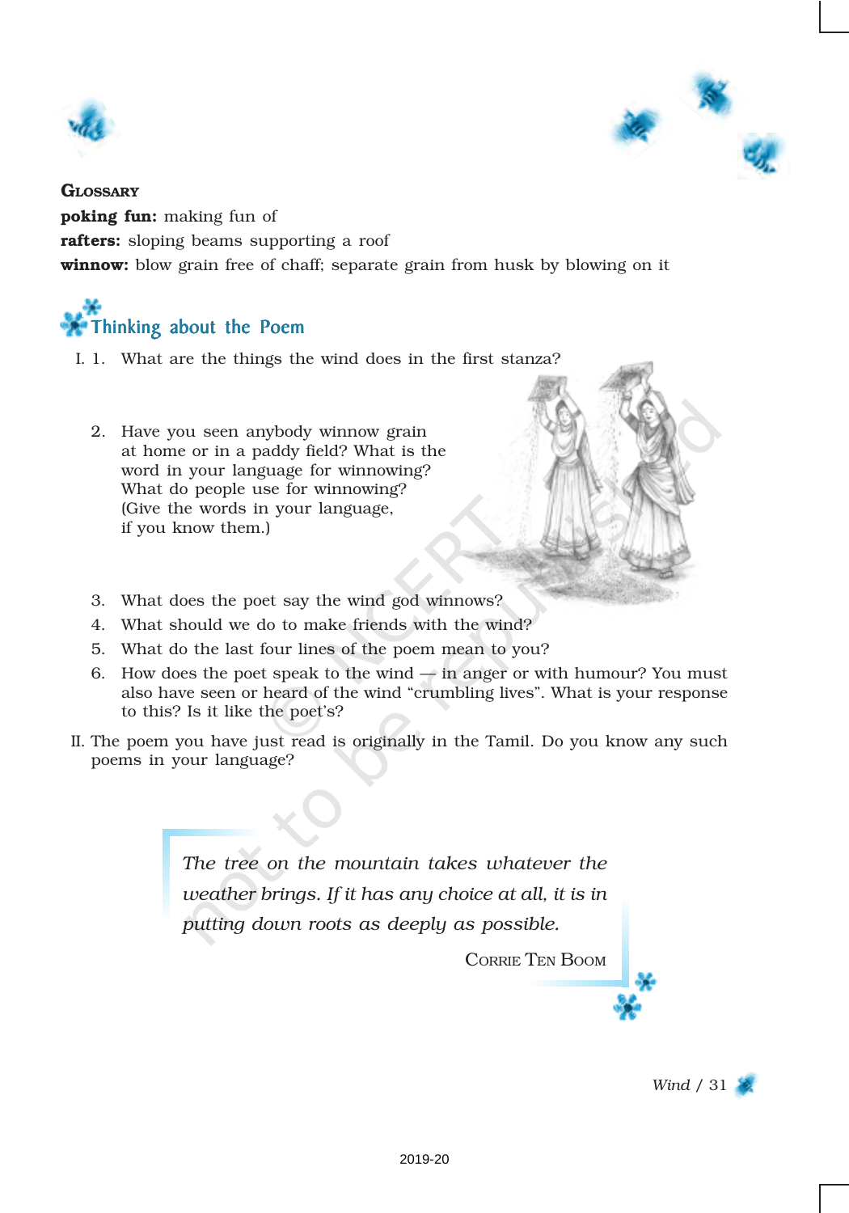**Glossary**

**poking fun:** making fun of

**rafters:** sloping beams supporting a roof

**winnow:** blow grain free of chaff; separate grain from husk by blowing on it

## Thinking about the Poem

I. 1. What are the things the wind does in the first stanza?

2. Have you seen anybody winnow grain at home or in a paddy field? What is the word in your language for winnowing? What do people use for winnowing? (Give the words in your language, if you know them.)

3. What does the poet say the wind god winnows?

4. What should we do to make friends with the wind?

5. What do the last four lines of the poem mean to you?

6. How does the poet speak to the wind — in anger or with humour? You must also have seen or heard of the wind "crumbling lives". What is your response to this? Is it like the poet's?

II. The poem you have just read is originally in the Tamil. Do you know any such poems in your language?

> *The tree on the mountain takes whatever the weather brings. If it has any choice at all, it is in putting down roots as deeply as possible.*
>
> Corrie Ten Boom